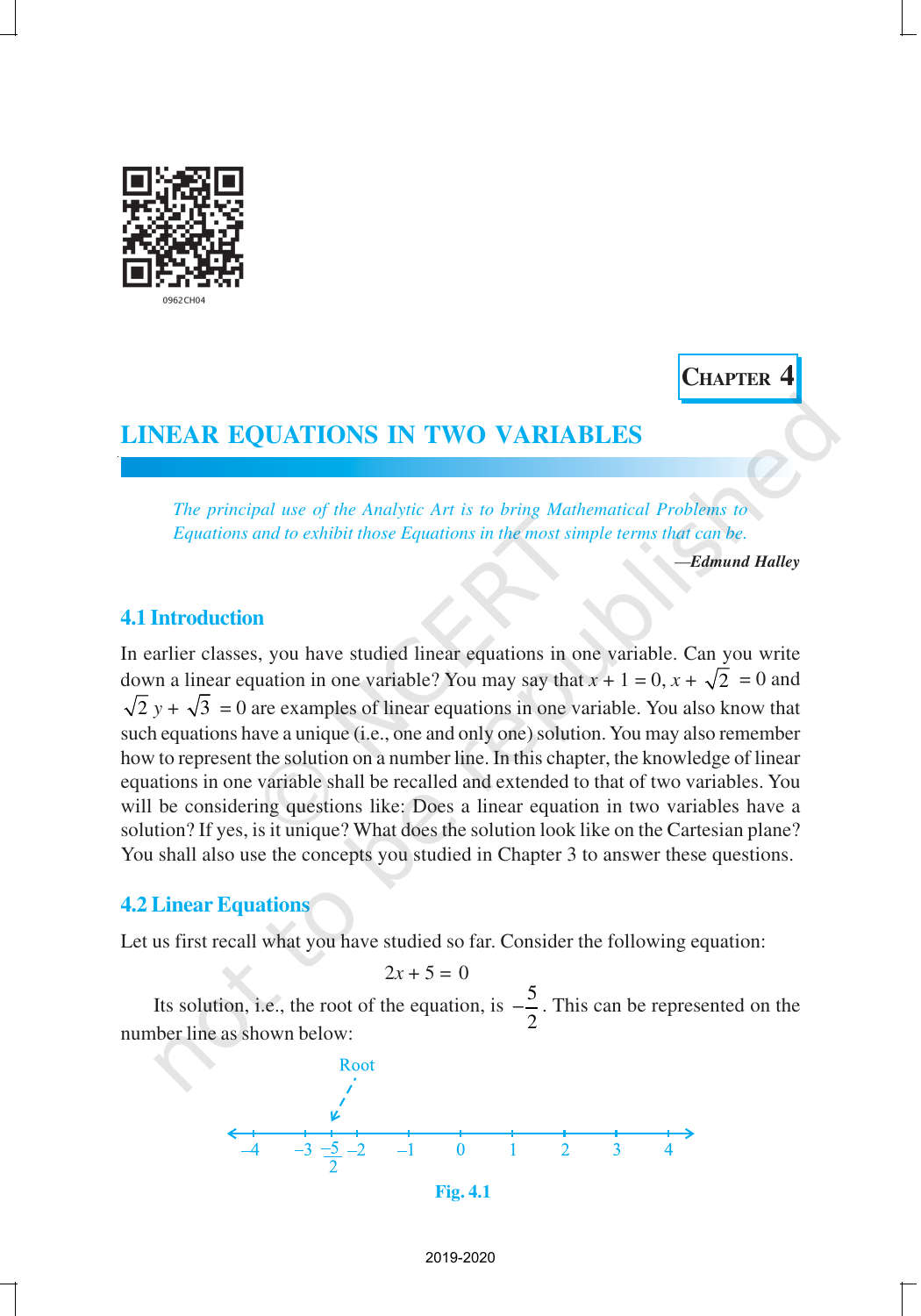Chapter 4

# LINEAR EQUATIONS IN TWO VARIABLES

*The principal use of the Analytic Art is to bring Mathematical Problems to Equations and to exhibit those Equations in the most simple terms that can be.*

—***Edmund Halley***

## 4.1 Introduction

In earlier classes, you have studied linear equations in one variable. Can you write down a linear equation in one variable? You may say that $x + 1 = 0$, $x + \sqrt{2} = 0$ and $\sqrt{2}\,y + \sqrt{3} = 0$ are examples of linear equations in one variable. You also know that such equations have a unique (i.e., one and only one) solution. You may also remember how to represent the solution on a number line. In this chapter, the knowledge of linear equations in one variable shall be recalled and extended to that of two variables. You will be considering questions like: Does a linear equation in two variables have a solution? If yes, is it unique? What does the solution look like on the Cartesian plane? You shall also use the concepts you studied in Chapter 3 to answer these questions.

## 4.2 Linear Equations

Let us first recall what you have studied so far. Consider the following equation:

$$2x + 5 = 0$$

Its solution, i.e., the root of the equation, is $-\frac{5}{2}$. This can be represented on the number line as shown below:

Fig. 4.1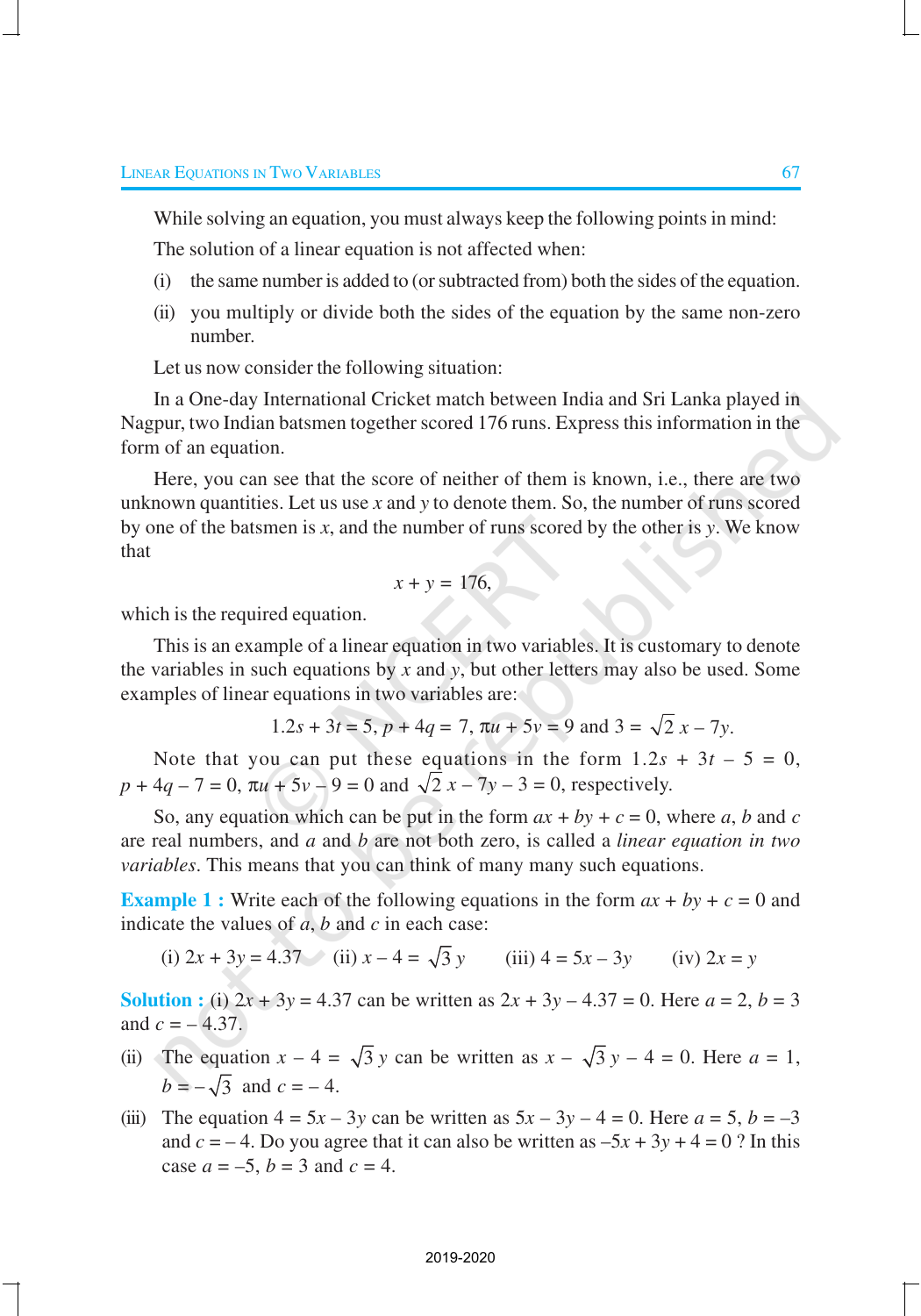While solving an equation, you must always keep the following points in mind:

The solution of a linear equation is not affected when:

(i) the same number is added to (or subtracted from) both the sides of the equation.

(ii) you multiply or divide both the sides of the equation by the same non-zero number.

Let us now consider the following situation:

In a One-day International Cricket match between India and Sri Lanka played in Nagpur, two Indian batsmen together scored 176 runs. Express this information in the form of an equation.

Here, you can see that the score of neither of them is known, i.e., there are two unknown quantities. Let us use $x$ and $y$ to denote them. So, the number of runs scored by one of the batsmen is $x$, and the number of runs scored by the other is $y$. We know that

$$x + y = 176,$$

which is the required equation.

This is an example of a linear equation in two variables. It is customary to denote the variables in such equations by $x$ and $y$, but other letters may also be used. Some examples of linear equations in two variables are:

$$1.2s + 3t = 5,\ p + 4q = 7,\ \pi u + 5v = 9 \text{ and } 3 = \sqrt{2}\,x - 7y.$$

Note that you can put these equations in the form $1.2s + 3t - 5 = 0$, $p + 4q - 7 = 0$, $\pi u + 5v - 9 = 0$ and $\sqrt{2}\,x - 7y - 3 = 0$, respectively.

So, any equation which can be put in the form $ax + by + c = 0$, where $a$, $b$ and $c$ are real numbers, and $a$ and $b$ are not both zero, is called a *linear equation in two variables*. This means that you can think of many many such equations.

**Example 1 :** Write each of the following equations in the form $ax + by + c = 0$ and indicate the values of $a$, $b$ and $c$ in each case:

(i) $2x + 3y = 4.37$ (ii) $x - 4 = \sqrt{3}\,y$ (iii) $4 = 5x - 3y$ (iv) $2x = y$

**Solution :** (i) $2x + 3y = 4.37$ can be written as $2x + 3y - 4.37 = 0$. Here $a = 2$, $b = 3$ and $c = -4.37$.

(ii) The equation $x - 4 = \sqrt{3}\,y$ can be written as $x - \sqrt{3}\,y - 4 = 0$. Here $a = 1$, $b = -\sqrt{3}$ and $c = -4$.

(iii) The equation $4 = 5x - 3y$ can be written as $5x - 3y - 4 = 0$. Here $a = 5$, $b = -3$ and $c = -4$. Do you agree that it can also be written as $-5x + 3y + 4 = 0$ ? In this case $a = -5$, $b = 3$ and $c = 4$.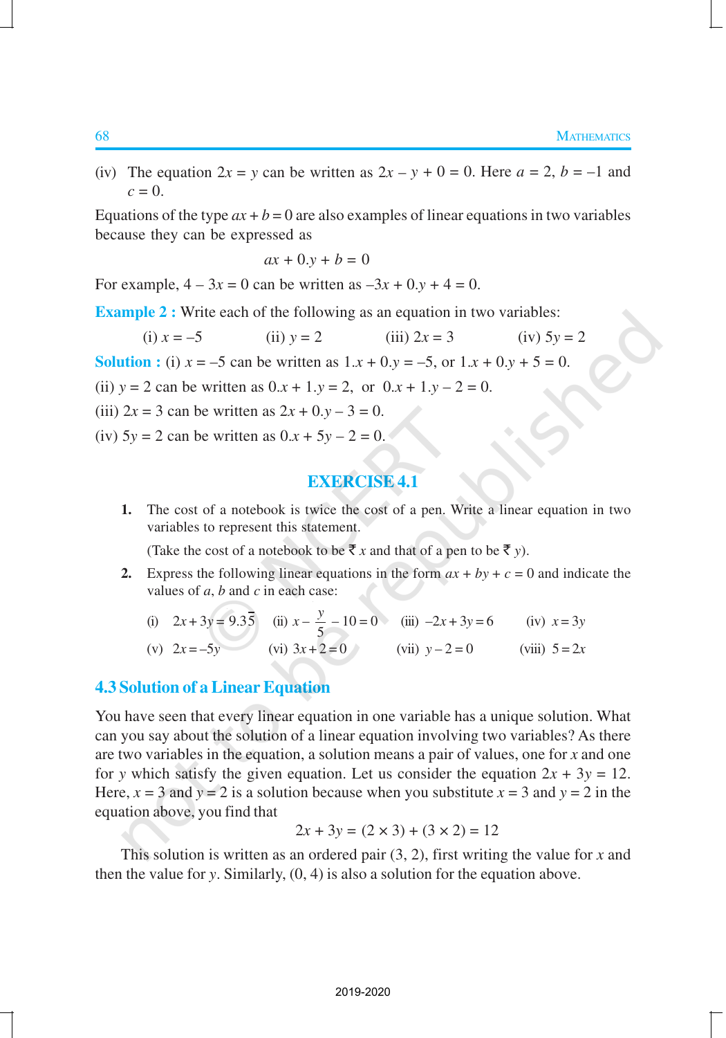(iv) The equation $2x = y$ can be written as $2x - y + 0 = 0$. Here $a = 2$, $b = -1$ and $c = 0$.

Equations of the type $ax + b = 0$ are also examples of linear equations in two variables because they can be expressed as

$$ax + 0.y + b = 0$$

For example, $4 - 3x = 0$ can be written as $-3x + 0.y + 4 = 0$.

**Example 2 :** Write each of the following as an equation in two variables:

(i) $x = -5$ (ii) $y = 2$ (iii) $2x = 3$ (iv) $5y = 2$

**Solution :** (i) $x = -5$ can be written as $1.x + 0.y = -5$, or $1.x + 0.y + 5 = 0$.

(ii) $y = 2$ can be written as $0.x + 1.y = 2$, or $0.x + 1.y - 2 = 0$.

(iii) $2x = 3$ can be written as $2x + 0.y - 3 = 0$.

(iv) $5y = 2$ can be written as $0.x + 5y - 2 = 0$.

## EXERCISE 4.1

1. The cost of a notebook is twice the cost of a pen. Write a linear equation in two variables to represent this statement.

   (Take the cost of a notebook to be ₹ $x$ and that of a pen to be ₹ $y$).

2. Express the following linear equations in the form $ax + by + c = 0$ and indicate the values of $a$, $b$ and $c$ in each case:

   (i) $2x + 3y = 9.3\overline{5}$ (ii) $x - \frac{y}{5} - 10 = 0$ (iii) $-2x + 3y = 6$ (iv) $x = 3y$

   (v) $2x = -5y$ (vi) $3x + 2 = 0$ (vii) $y - 2 = 0$ (viii) $5 = 2x$

## 4.3 Solution of a Linear Equation

You have seen that every linear equation in one variable has a unique solution. What can you say about the solution of a linear equation involving two variables? As there are two variables in the equation, a solution means a pair of values, one for $x$ and one for $y$ which satisfy the given equation. Let us consider the equation $2x + 3y = 12$. Here, $x = 3$ and $y = 2$ is a solution because when you substitute $x = 3$ and $y = 2$ in the equation above, you find that

$$2x + 3y = (2 \times 3) + (3 \times 2) = 12$$

This solution is written as an ordered pair (3, 2), first writing the value for $x$ and then the value for $y$. Similarly, (0, 4) is also a solution for the equation above.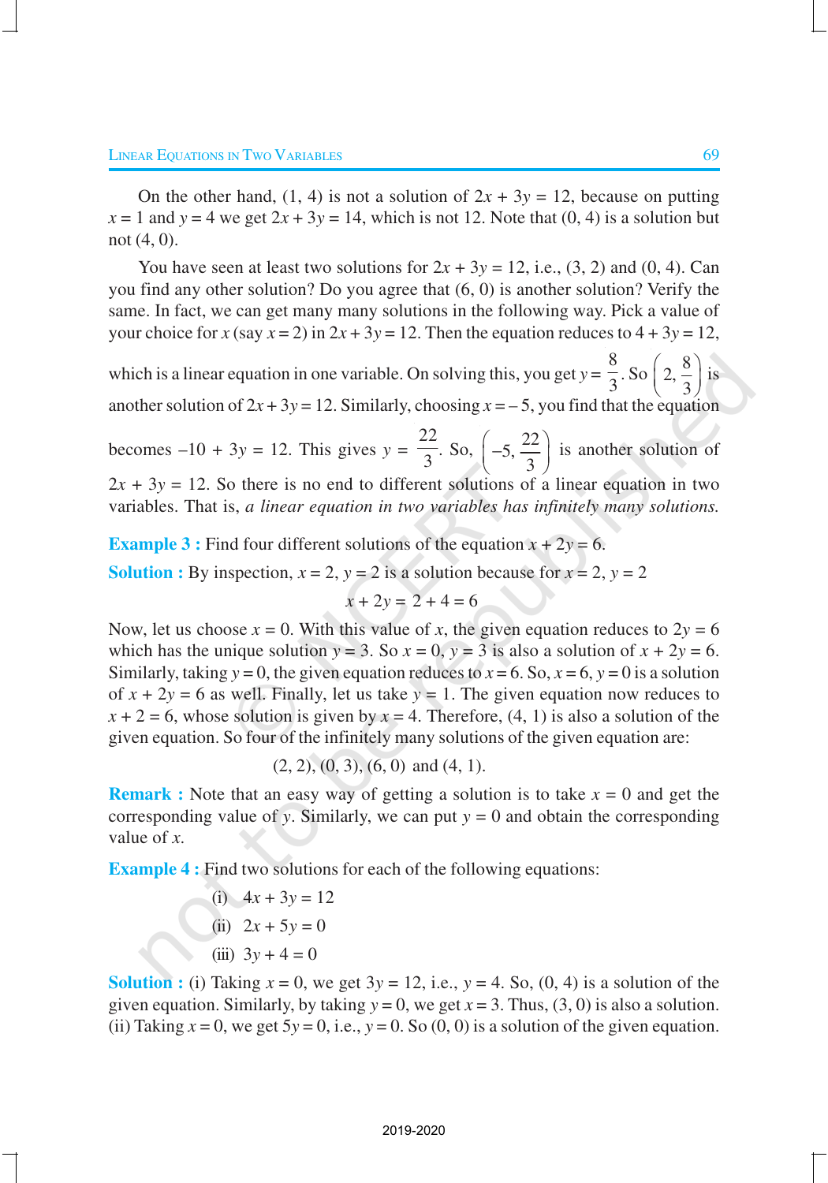On the other hand, (1, 4) is not a solution of $2x + 3y = 12$, because on putting $x = 1$ and $y = 4$ we get $2x + 3y = 14$, which is not 12. Note that (0, 4) is a solution but not (4, 0).

You have seen at least two solutions for $2x + 3y = 12$, i.e., (3, 2) and (0, 4). Can you find any other solution? Do you agree that (6, 0) is another solution? Verify the same. In fact, we can get many many solutions in the following way. Pick a value of your choice for $x$ (say $x = 2$) in $2x + 3y = 12$. Then the equation reduces to $4 + 3y = 12$, which is a linear equation in one variable. On solving this, you get $y = \frac{8}{3}$. So $\left(2, \frac{8}{3}\right)$ is another solution of $2x + 3y = 12$. Similarly, choosing $x = -5$, you find that the equation becomes $-10 + 3y = 12$. This gives $y = \frac{22}{3}$. So, $\left(-5, \frac{22}{3}\right)$ is another solution of $2x + 3y = 12$. So there is no end to different solutions of a linear equation in two variables. That is, *a linear equation in two variables has infinitely many solutions.*

**Example 3 :** Find four different solutions of the equation $x + 2y = 6$.

**Solution :** By inspection, $x = 2$, $y = 2$ is a solution because for $x = 2$, $y = 2$

$$x + 2y = 2 + 4 = 6$$

Now, let us choose $x = 0$. With this value of $x$, the given equation reduces to $2y = 6$ which has the unique solution $y = 3$. So $x = 0$, $y = 3$ is also a solution of $x + 2y = 6$. Similarly, taking $y = 0$, the given equation reduces to $x = 6$. So, $x = 6$, $y = 0$ is a solution of $x + 2y = 6$ as well. Finally, let us take $y = 1$. The given equation now reduces to $x + 2 = 6$, whose solution is given by $x = 4$. Therefore, (4, 1) is also a solution of the given equation. So four of the infinitely many solutions of the given equation are:

(2, 2), (0, 3), (6, 0) and (4, 1).

**Remark :** Note that an easy way of getting a solution is to take $x = 0$ and get the corresponding value of $y$. Similarly, we can put $y = 0$ and obtain the corresponding value of $x$.

**Example 4 :** Find two solutions for each of the following equations:

(i) $4x + 3y = 12$

(ii) $2x + 5y = 0$

(iii) $3y + 4 = 0$

**Solution :** (i) Taking $x = 0$, we get $3y = 12$, i.e., $y = 4$. So, (0, 4) is a solution of the given equation. Similarly, by taking $y = 0$, we get $x = 3$. Thus, (3, 0) is also a solution.
(ii) Taking $x = 0$, we get $5y = 0$, i.e., $y = 0$. So (0, 0) is a solution of the given equation.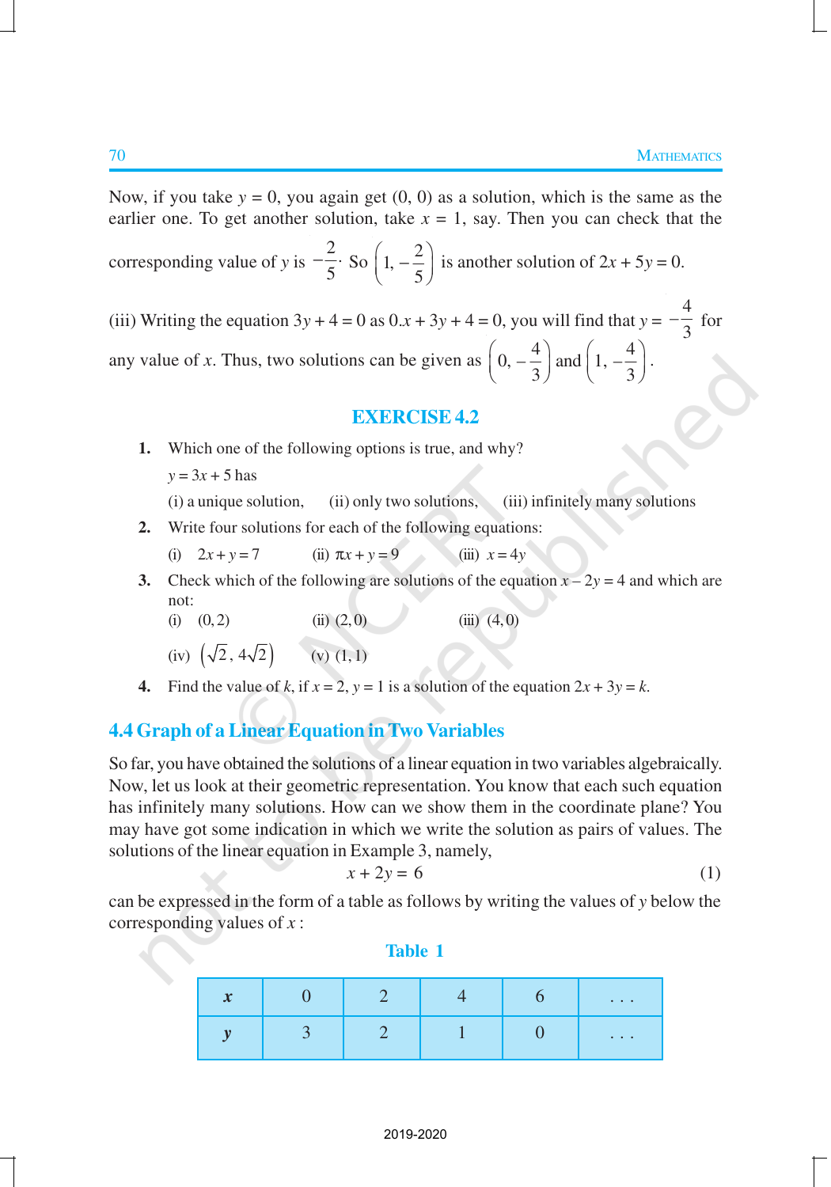Now, if you take $y = 0$, you again get (0, 0) as a solution, which is the same as the earlier one. To get another solution, take $x = 1$, say. Then you can check that the corresponding value of $y$ is $-\frac{2}{5}$. So $\left(1, -\frac{2}{5}\right)$ is another solution of $2x + 5y = 0$.

(iii) Writing the equation $3y + 4 = 0$ as $0.x + 3y + 4 = 0$, you will find that $y = -\frac{4}{3}$ for any value of $x$. Thus, two solutions can be given as $\left(0, -\frac{4}{3}\right)$ and $\left(1, -\frac{4}{3}\right)$.

## EXERCISE 4.2

1. Which one of the following options is true, and why?

   $y = 3x + 5$ has

   (i) a unique solution, (ii) only two solutions, (iii) infinitely many solutions

2. Write four solutions for each of the following equations:

   (i) $2x + y = 7$ (ii) $\pi x + y = 9$ (iii) $x = 4y$

3. Check which of the following are solutions of the equation $x - 2y = 4$ and which are not:

   (i) $(0, 2)$ (ii) $(2, 0)$ (iii) $(4, 0)$

   (iv) $\left(\sqrt{2}, 4\sqrt{2}\right)$ (v) $(1, 1)$

4. Find the value of $k$, if $x = 2$, $y = 1$ is a solution of the equation $2x + 3y = k$.

## 4.4 Graph of a Linear Equation in Two Variables

So far, you have obtained the solutions of a linear equation in two variables algebraically. Now, let us look at their geometric representation. You know that each such equation has infinitely many solutions. How can we show them in the coordinate plane? You may have got some indication in which we write the solution as pairs of values. The solutions of the linear equation in Example 3, namely,

$$x + 2y = 6 \tag{1}$$

can be expressed in the form of a table as follows by writing the values of $y$ below the corresponding values of $x$ :

**Table 1**

| $x$ | 0 | 2 | 4 | 6 | . . . |
|---|---|---|---|---|---|
| $y$ | 3 | 2 | 1 | 0 | . . . |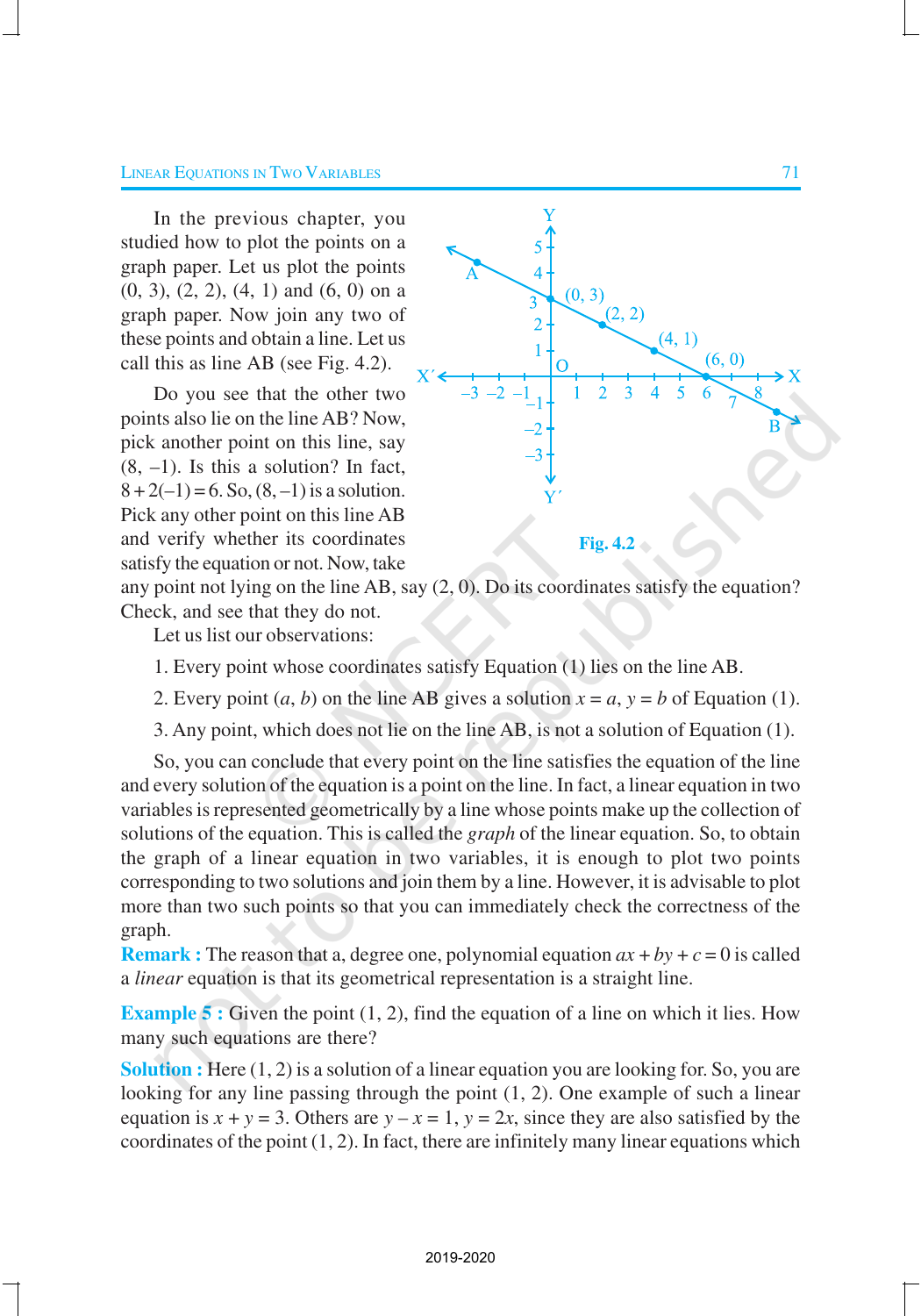In the previous chapter, you studied how to plot the points on a graph paper. Let us plot the points (0, 3), (2, 2), (4, 1) and (6, 0) on a graph paper. Now join any two of these points and obtain a line. Let us call this as line AB (see Fig. 4.2).

Do you see that the other two points also lie on the line AB? Now, pick another point on this line, say (8, –1). Is this a solution? In fact, $8 + 2(-1) = 6$. So, (8, –1) is a solution. Pick any other point on this line AB and verify whether its coordinates satisfy the equation or not. Now, take any point not lying on the line AB, say (2, 0). Do its coordinates satisfy the equation? Check, and see that they do not.

Fig. 4.2

Let us list our observations:

1. Every point whose coordinates satisfy Equation (1) lies on the line AB.
2. Every point $(a, b)$ on the line AB gives a solution $x = a$, $y = b$ of Equation (1).
3. Any point, which does not lie on the line AB, is not a solution of Equation (1).

So, you can conclude that every point on the line satisfies the equation of the line and every solution of the equation is a point on the line. In fact, a linear equation in two variables is represented geometrically by a line whose points make up the collection of solutions of the equation. This is called the *graph* of the linear equation. So, to obtain the graph of a linear equation in two variables, it is enough to plot two points corresponding to two solutions and join them by a line. However, it is advisable to plot more than two such points so that you can immediately check the correctness of the graph.

**Remark :** The reason that a, degree one, polynomial equation $ax + by + c = 0$ is called a *linear* equation is that its geometrical representation is a straight line.

**Example 5 :** Given the point (1, 2), find the equation of a line on which it lies. How many such equations are there?

**Solution :** Here (1, 2) is a solution of a linear equation you are looking for. So, you are looking for any line passing through the point (1, 2). One example of such a linear equation is $x + y = 3$. Others are $y - x = 1$, $y = 2x$, since they are also satisfied by the coordinates of the point (1, 2). In fact, there are infinitely many linear equations which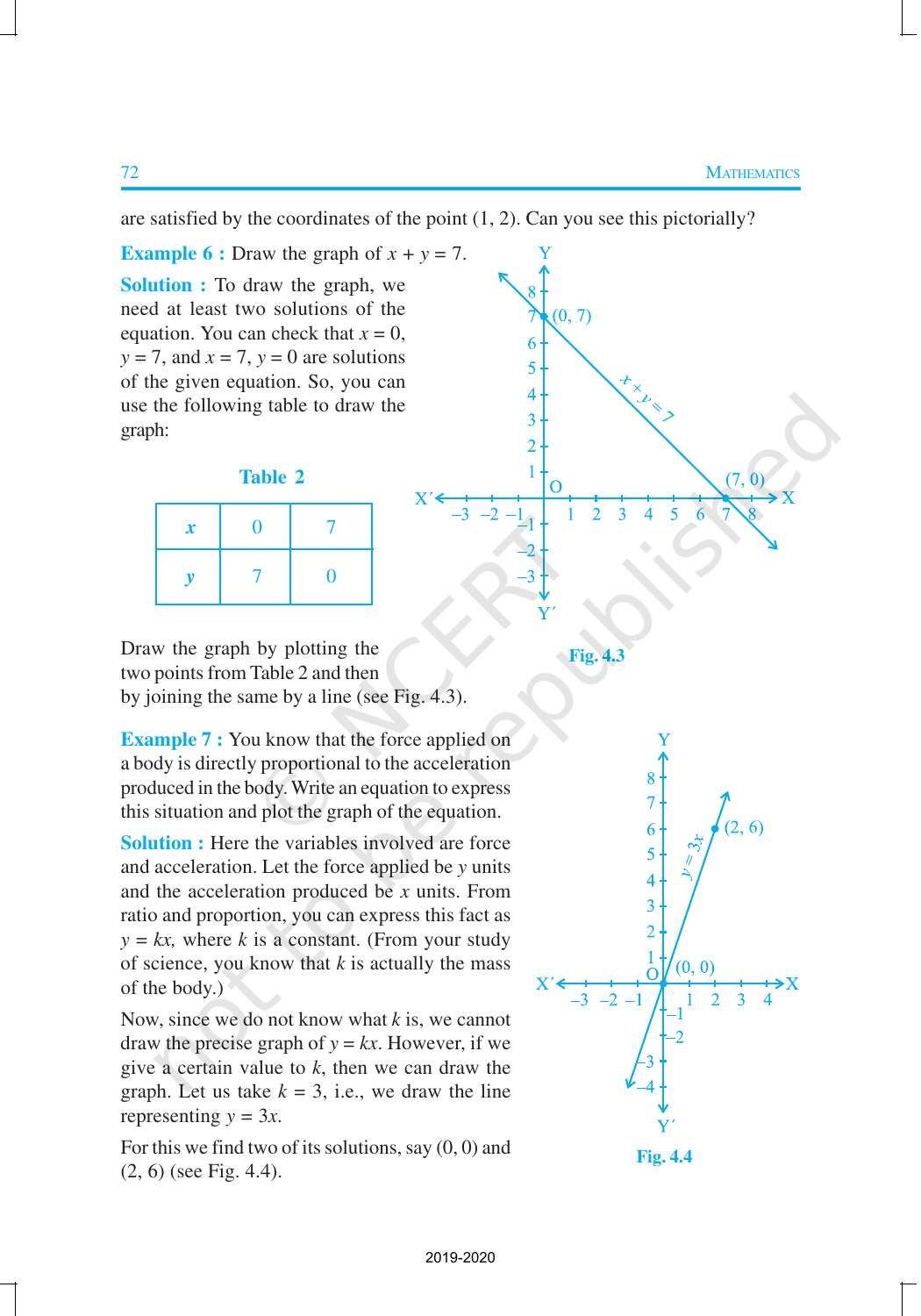are satisfied by the coordinates of the point (1, 2). Can you see this pictorially?

**Example 6 :** Draw the graph of $x + y = 7$.

**Solution :** To draw the graph, we need at least two solutions of the equation. You can check that $x = 0$, $y = 7$, and $x = 7$, $y = 0$ are solutions of the given equation. So, you can use the following table to draw the graph:

**Table 2**

| $x$ | 0 | 7 |
|---|---|---|
| $y$ | 7 | 0 |

Draw the graph by plotting the two points from Table 2 and then by joining the same by a line (see Fig. 4.3).

Fig. 4.3

**Example 7 :** You know that the force applied on a body is directly proportional to the acceleration produced in the body. Write an equation to express this situation and plot the graph of the equation.

**Solution :** Here the variables involved are force and acceleration. Let the force applied be $y$ units and the acceleration produced be $x$ units. From ratio and proportion, you can express this fact as $y = kx$, where $k$ is a constant. (From your study of science, you know that $k$ is actually the mass of the body.)

Now, since we do not know what $k$ is, we cannot draw the precise graph of $y = kx$. However, if we give a certain value to $k$, then we can draw the graph. Let us take $k = 3$, i.e., we draw the line representing $y = 3x$.

For this we find two of its solutions, say (0, 0) and (2, 6) (see Fig. 4.4).

Fig. 4.4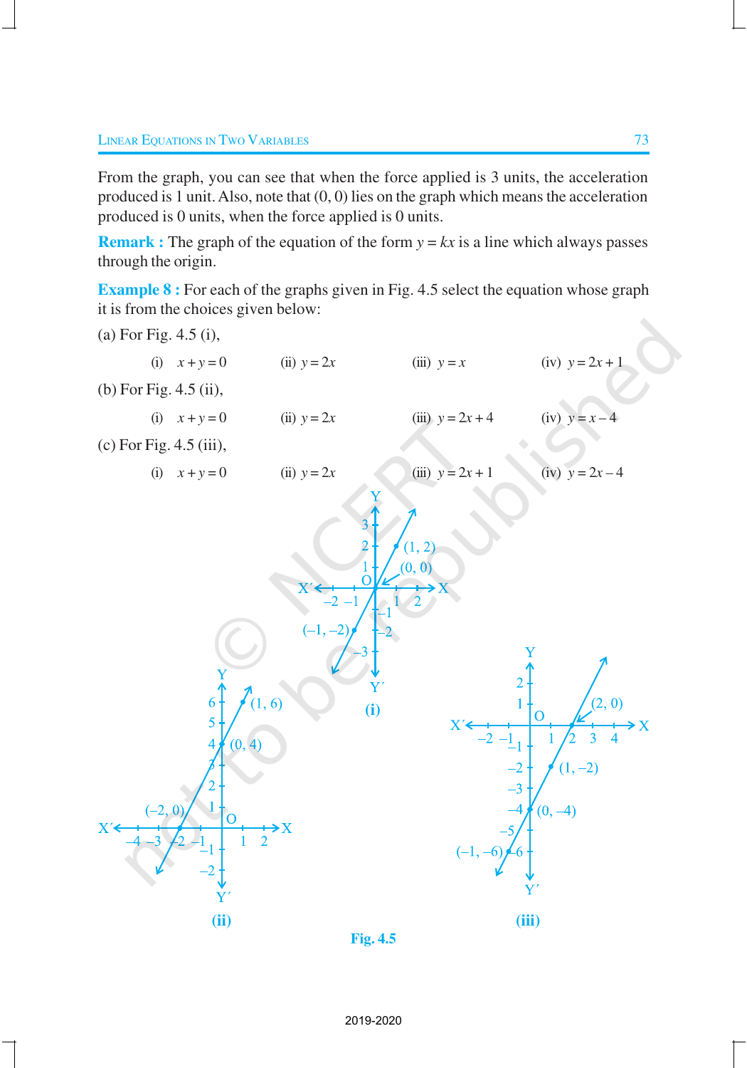From the graph, you can see that when the force applied is 3 units, the acceleration produced is 1 unit. Also, note that (0, 0) lies on the graph which means the acceleration produced is 0 units, when the force applied is 0 units.

**Remark :** The graph of the equation of the form $y = kx$ is a line which always passes through the origin.

**Example 8 :** For each of the graphs given in Fig. 4.5 select the equation whose graph it is from the choices given below:

(a) For Fig. 4.5 (i),

(i) $x + y = 0$ (ii) $y = 2x$ (iii) $y = x$ (iv) $y = 2x + 1$

(b) For Fig. 4.5 (ii),

(i) $x + y = 0$ (ii) $y = 2x$ (iii) $y = 2x + 4$ (iv) $y = x - 4$

(c) For Fig. 4.5 (iii),

(i) $x + y = 0$ (ii) $y = 2x$ (iii) $y = 2x + 1$ (iv) $y = 2x - 4$

Fig. 4.5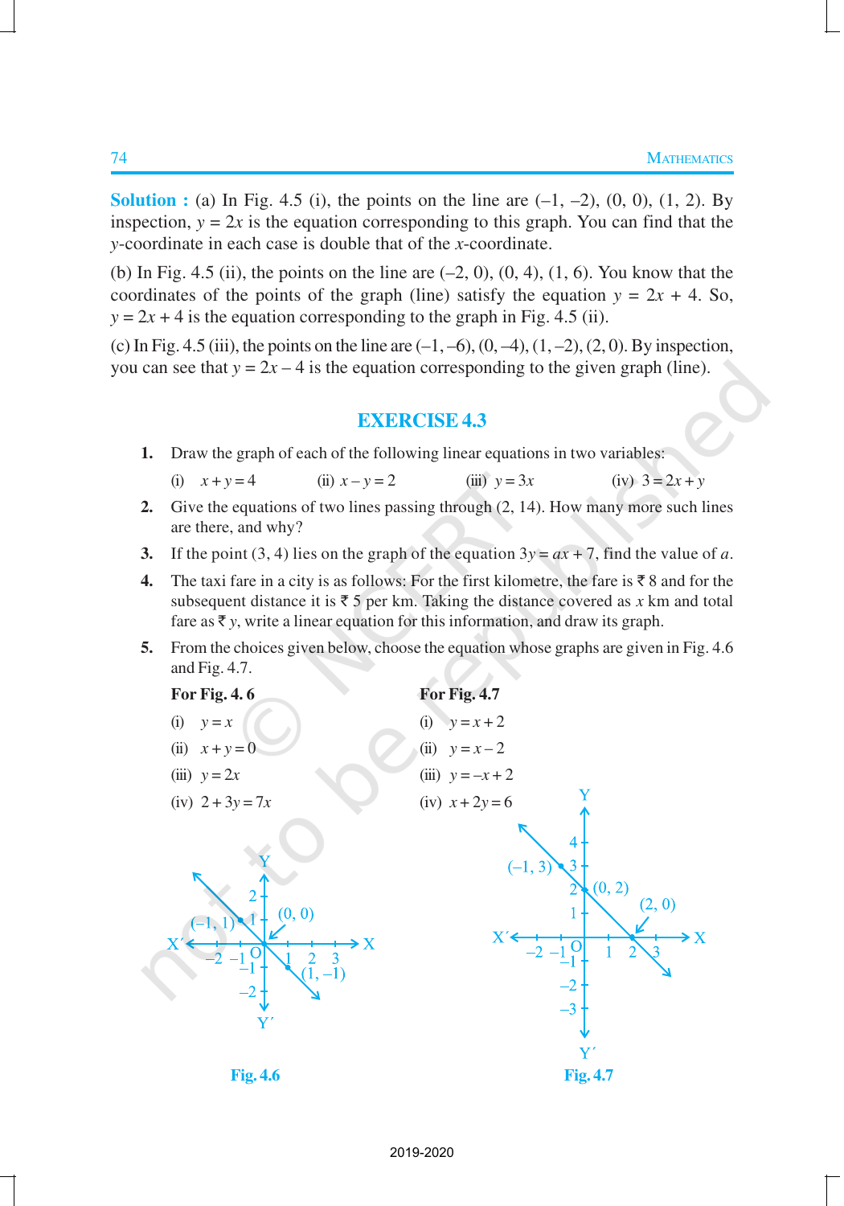**Solution :** (a) In Fig. 4.5 (i), the points on the line are (–1, –2), (0, 0), (1, 2). By inspection, $y = 2x$ is the equation corresponding to this graph. You can find that the $y$-coordinate in each case is double that of the $x$-coordinate.

(b) In Fig. 4.5 (ii), the points on the line are (–2, 0), (0, 4), (1, 6). You know that the coordinates of the points of the graph (line) satisfy the equation $y = 2x + 4$. So, $y = 2x + 4$ is the equation corresponding to the graph in Fig. 4.5 (ii).

(c) In Fig. 4.5 (iii), the points on the line are (–1, –6), (0, –4), (1, –2), (2, 0). By inspection, you can see that $y = 2x – 4$ is the equation corresponding to the given graph (line).

## EXERCISE 4.3

1. Draw the graph of each of the following linear equations in two variables:

   (i) $x + y = 4$ (ii) $x – y = 2$ (iii) $y = 3x$ (iv) $3 = 2x + y$

2. Give the equations of two lines passing through (2, 14). How many more such lines are there, and why?

3. If the point (3, 4) lies on the graph of the equation $3y = ax + 7$, find the value of $a$.

4. The taxi fare in a city is as follows: For the first kilometre, the fare is ₹ 8 and for the subsequent distance it is ₹ 5 per km. Taking the distance covered as $x$ km and total fare as ₹ $y$, write a linear equation for this information, and draw its graph.

5. From the choices given below, choose the equation whose graphs are given in Fig. 4.6 and Fig. 4.7.

   **For Fig. 4. 6**

   (i) $y = x$

   (ii) $x + y = 0$

   (iii) $y = 2x$

   (iv) $2 + 3y = 7x$

   **For Fig. 4.7**

   (i) $y = x + 2$

   (ii) $y = x – 2$

   (iii) $y = –x + 2$

   (iv) $x + 2y = 6$

Fig. 4.6

Fig. 4.7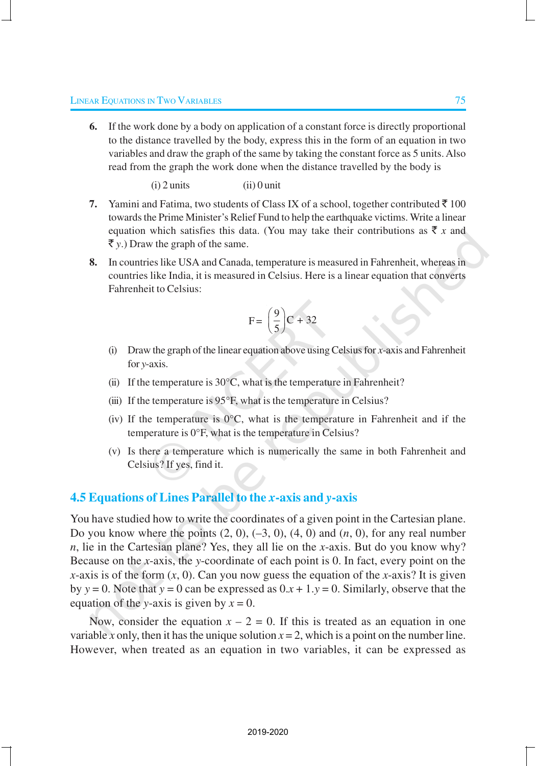6. If the work done by a body on application of a constant force is directly proportional to the distance travelled by the body, express this in the form of an equation in two variables and draw the graph of the same by taking the constant force as 5 units. Also read from the graph the work done when the distance travelled by the body is

   (i) 2 units (ii) 0 unit

7. Yamini and Fatima, two students of Class IX of a school, together contributed ₹ 100 towards the Prime Minister's Relief Fund to help the earthquake victims. Write a linear equation which satisfies this data. (You may take their contributions as ₹ $x$ and ₹ $y$.) Draw the graph of the same.

8. In countries like USA and Canada, temperature is measured in Fahrenheit, whereas in countries like India, it is measured in Celsius. Here is a linear equation that converts Fahrenheit to Celsius:

$$F = \left(\frac{9}{5}\right)C + 32$$

   (i) Draw the graph of the linear equation above using Celsius for $x$-axis and Fahrenheit for $y$-axis.

   (ii) If the temperature is 30°C, what is the temperature in Fahrenheit?

   (iii) If the temperature is 95°F, what is the temperature in Celsius?

   (iv) If the temperature is 0°C, what is the temperature in Fahrenheit and if the temperature is 0°F, what is the temperature in Celsius?

   (v) Is there a temperature which is numerically the same in both Fahrenheit and Celsius? If yes, find it.

## 4.5 Equations of Lines Parallel to the $x$-axis and $y$-axis

You have studied how to write the coordinates of a given point in the Cartesian plane. Do you know where the points (2, 0), (–3, 0), (4, 0) and ($n$, 0), for any real number $n$, lie in the Cartesian plane? Yes, they all lie on the $x$-axis. But do you know why? Because on the $x$-axis, the $y$-coordinate of each point is 0. In fact, every point on the $x$-axis is of the form ($x$, 0). Can you now guess the equation of the $x$-axis? It is given by $y = 0$. Note that $y = 0$ can be expressed as $0.x + 1.y = 0$. Similarly, observe that the equation of the $y$-axis is given by $x = 0$.

Now, consider the equation $x - 2 = 0$. If this is treated as an equation in one variable $x$ only, then it has the unique solution $x = 2$, which is a point on the number line. However, when treated as an equation in two variables, it can be expressed as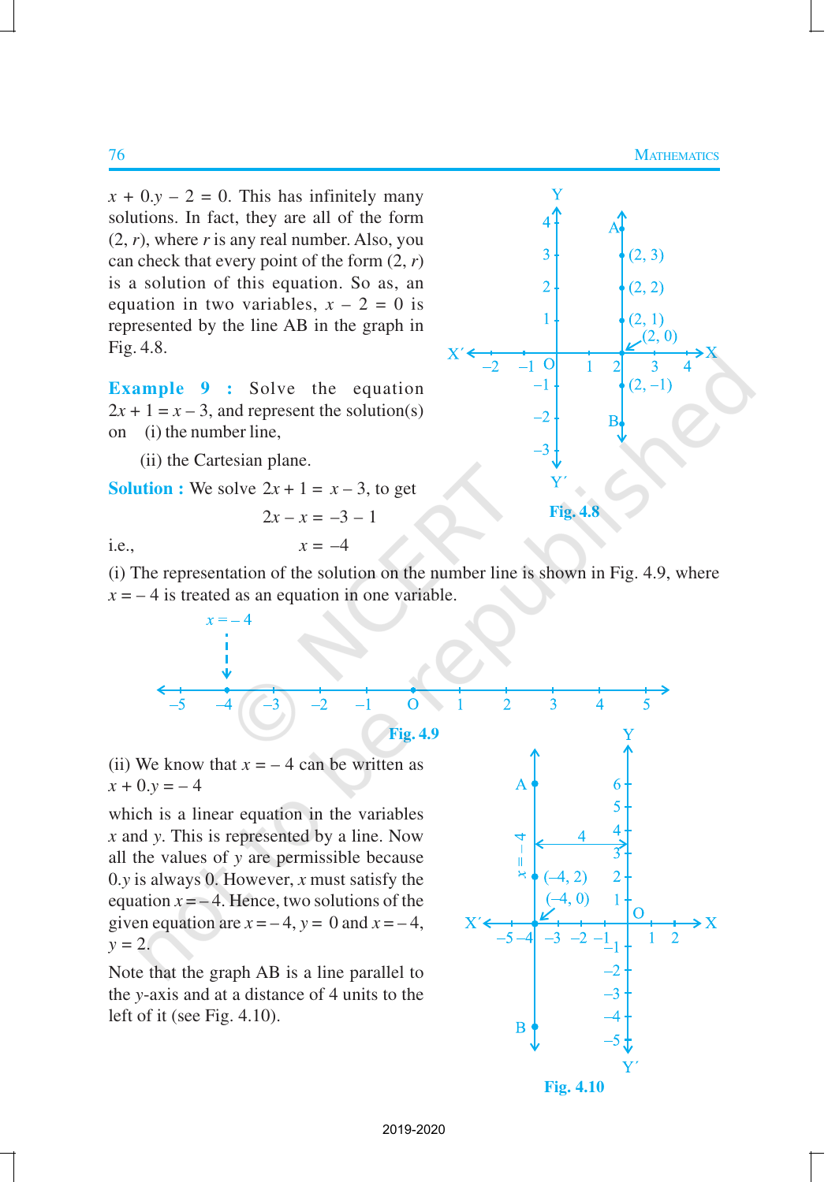$x + 0.y - 2 = 0$. This has infinitely many solutions. In fact, they are all of the form $(2, r)$, where $r$ is any real number. Also, you can check that every point of the form $(2, r)$ is a solution of this equation. So as, an equation in two variables, $x - 2 = 0$ is represented by the line AB in the graph in Fig. 4.8.

Fig. 4.8

**Example 9 :** Solve the equation $2x + 1 = x - 3$, and represent the solution(s) on (i) the number line,

(ii) the Cartesian plane.

**Solution :** We solve $2x + 1 = x - 3$, to get

$$2x - x = -3 - 1$$

i.e.,

$$x = -4$$

(i) The representation of the solution on the number line is shown in Fig. 4.9, where $x = -4$ is treated as an equation in one variable.

Fig. 4.9

(ii) We know that $x = -4$ can be written as

$$x + 0.y = -4$$

which is a linear equation in the variables $x$ and $y$. This is represented by a line. Now all the values of $y$ are permissible because $0.y$ is always 0. However, $x$ must satisfy the equation $x = -4$. Hence, two solutions of the given equation are $x = -4$, $y = 0$ and $x = -4$, $y = 2$.

Note that the graph AB is a line parallel to the $y$-axis and at a distance of 4 units to the left of it (see Fig. 4.10).

Fig. 4.10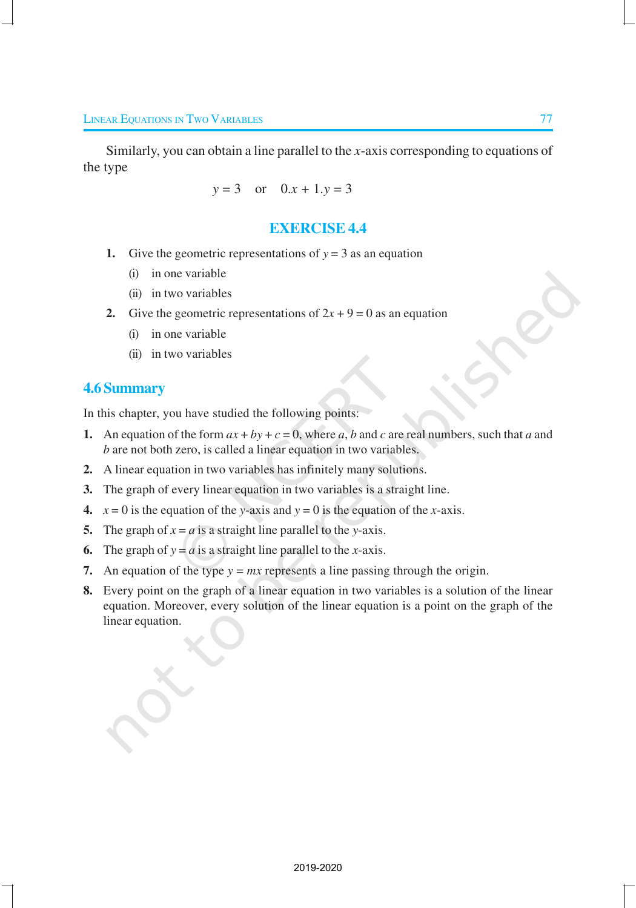Similarly, you can obtain a line parallel to the $x$-axis corresponding to equations of the type

$$y = 3 \quad \text{or} \quad 0.x + 1.y = 3$$

## EXERCISE 4.4

1. Give the geometric representations of $y = 3$ as an equation
   (i) in one variable
   (ii) in two variables
2. Give the geometric representations of $2x + 9 = 0$ as an equation
   (i) in one variable
   (ii) in two variables

## 4.6 Summary

In this chapter, you have studied the following points:

1. An equation of the form $ax + by + c = 0$, where $a$, $b$ and $c$ are real numbers, such that $a$ and $b$ are not both zero, is called a linear equation in two variables.
2. A linear equation in two variables has infinitely many solutions.
3. The graph of every linear equation in two variables is a straight line.
4. $x = 0$ is the equation of the $y$-axis and $y = 0$ is the equation of the $x$-axis.
5. The graph of $x = a$ is a straight line parallel to the $y$-axis.
6. The graph of $y = a$ is a straight line parallel to the $x$-axis.
7. An equation of the type $y = mx$ represents a line passing through the origin.
8. Every point on the graph of a linear equation in two variables is a solution of the linear equation. Moreover, every solution of the linear equation is a point on the graph of the linear equation.